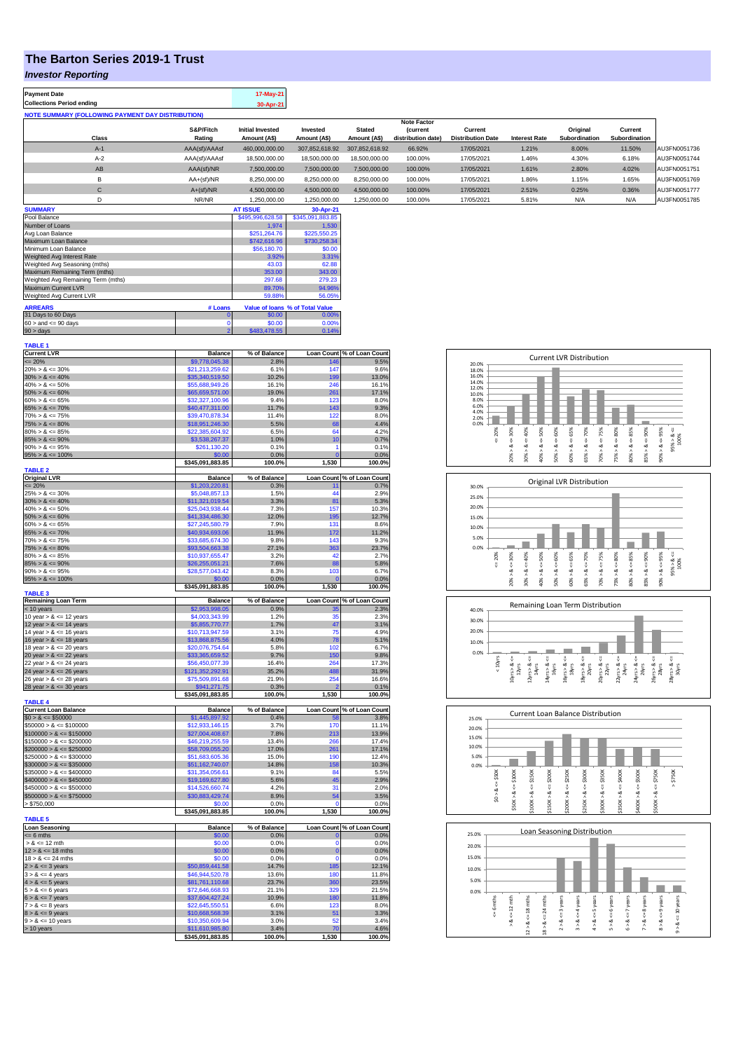# The Barton Series 2019-1 Trust

## *Investor Reporting*

| Payment Date | 17-May-21 |
|---|---|
| Collections Period ending | 30-Apr-21 |

**NOTE SUMMARY (FOLLOWING PAYMENT DAY DISTRIBUTION)**

| Class | S&P/Fitch Rating | Initial Invested Amount (A$) | Invested Amount (A$) | Stated Amount (A$) | Note Factor (current distribution date) | Current Distribution Date | Interest Rate | Original Subordination | Current Subordination | |
|---|---|---|---|---|---|---|---|---|---|---|
| A-1 | AAA(sf)/AAAsf | 460,000,000.00 | 307,852,618.92 | 307,852,618.92 | 66.92% | 17/05/2021 | 1.21% | 8.00% | 11.50% | AU3FN0051736 |
| A-2 | AAA(sf)/AAAsf | 18,500,000.00 | 18,500,000.00 | 18,500,000.00 | 100.00% | 17/05/2021 | 1.46% | 4.30% | 6.18% | AU3FN0051744 |
| AB | AAA(sf)/NR | 7,500,000.00 | 7,500,000.00 | 7,500,000.00 | 100.00% | 17/05/2021 | 1.61% | 2.80% | 4.02% | AU3FN0051751 |
| B | AA+(sf)/NR | 8,250,000.00 | 8,250,000.00 | 8,250,000.00 | 100.00% | 17/05/2021 | 1.86% | 1.15% | 1.65% | AU3FN0051769 |
| C | A+(sf)/NR | 4,500,000.00 | 4,500,000.00 | 4,500,000.00 | 100.00% | 17/05/2021 | 2.51% | 0.25% | 0.36% | AU3FN0051777 |
| D | NR/NR | 1,250,000.00 | 1,250,000.00 | 1,250,000.00 | 100.00% | 17/05/2021 | 5.81% | N/A | N/A | AU3FN0051785 |

| SUMMARY | AT ISSUE | 30-Apr-21 |
|---|---|---|
| Pool Balance | $495,996,628.58 | $345,091,883.85 |
| Number of Loans | 1,974 | 1,530 |
| Avg Loan Balance | $251,264.76 | $225,550.25 |
| Maximum Loan Balance | $742,616.96 | $730,258.34 |
| Minimum Loan Balance | $56,180.70 | $0.00 |
| Weighted Avg Interest Rate | 3.92% | 3.31% |
| Weighted Avg Seasoning (mths) | 43.03 | 62.88 |
| Maximum Remaining Term (mths) | 353.00 | 343.00 |
| Weighted Avg Remaining Term (mths) | 297.68 | 279.23 |
| Maximum Current LVR | 89.70% | 94.96% |
| Weighted Avg Current LVR | 59.88% | 56.05% |

| ARREARS | # Loans | Value of loans | % of Total Value |
|---|---|---|---|
| 31 Days to 60 Days | 0 | $0.00 | 0.00% |
| 60 > and <= 90 days | 0 | $0.00 | 0.00% |
| 90 > days | 2 | $483,478.55 | 0.14% |

**TABLE 1**

| Current LVR | Balance | % of Balance | Loan Count | % of Loan Count |
|---|---|---|---|---|
| <= 20% | $9,778,045.38 | 2.8% | 146 | 9.5% |
| 20% > & <= 30% | $21,213,259.62 | 6.1% | 147 | 9.6% |
| 30% > & <= 40% | $35,340,519.50 | 10.2% | 199 | 13.0% |
| 40% > & <= 50% | $55,688,949.26 | 16.1% | 246 | 16.1% |
| 50% > & <= 60% | $65,659,571.00 | 19.0% | 261 | 17.1% |
| 60% > & <= 65% | $32,327,100.96 | 9.4% | 123 | 8.0% |
| 65% > & <= 70% | $40,477,311.00 | 11.7% | 143 | 9.3% |
| 70% > & <= 75% | $39,470,878.34 | 11.4% | 122 | 8.0% |
| 75% > & <= 80% | $18,951,246.30 | 5.5% | 68 | 4.4% |
| 80% > & <= 85% | $22,385,604.92 | 6.5% | 64 | 4.2% |
| 85% > & <= 90% | $3,538,267.37 | 1.0% | 10 | 0.7% |
| 90% > & <= 95% | $261,130.20 | 0.1% | 1 | 0.1% |
| 95% > & <= 100% | $0.00 | 0.0% | 0 | 0.0% |
| | $345,091,883.85 | 100.0% | 1,530 | 100.0% |

**TABLE 2**

| Original LVR | Balance | % of Balance | Loan Count | % of Loan Count |
|---|---|---|---|---|
| <= 20% | $1,203,220.81 | 0.3% | 11 | 0.7% |
| 25% > & <= 30% | $5,048,857.13 | 1.5% | 44 | 2.9% |
| 30% > & <= 40% | $11,321,019.54 | 3.3% | 81 | 5.3% |
| 40% > & <= 50% | $25,043,938.44 | 7.3% | 157 | 10.3% |
| 50% > & <= 60% | $41,334,486.30 | 12.0% | 195 | 12.7% |
| 60% > & <= 65% | $27,245,580.79 | 7.9% | 131 | 8.6% |
| 65% > & <= 70% | $40,934,693.06 | 11.9% | 172 | 11.2% |
| 70% > & <= 75% | $33,685,674.30 | 9.8% | 143 | 9.3% |
| 75% > & <= 80% | $93,504,663.38 | 27.1% | 363 | 23.7% |
| 80% > & <= 85% | $10,937,655.47 | 3.2% | 42 | 2.7% |
| 85% > & <= 90% | $26,255,051.21 | 7.6% | 88 | 5.8% |
| 90% > & <= 95% | $28,577,043.42 | 8.3% | 103 | 6.7% |
| 95% > & <= 100% | $0.00 | 0.0% | 0 | 0.0% |
| | $345,091,883.85 | 100.0% | 1,530 | 100.0% |

**TABLE 3**

| Remaining Loan Term | Balance | % of Balance | Loan Count | % of Loan Count |
|---|---|---|---|---|
| < 10 years | $2,953,998.05 | 0.9% | 35 | 2.3% |
| 10 year > & <= 12 years | $4,003,343.99 | 1.2% | 35 | 2.3% |
| 12 year > & <= 14 years | $5,855,770.77 | 1.7% | 47 | 3.1% |
| 14 year > & <= 16 years | $10,713,947.59 | 3.1% | 75 | 4.9% |
| 16 year > & <= 18 years | $13,868,875.56 | 4.0% | 78 | 5.1% |
| 18 year > & <= 20 years | $20,076,754.64 | 5.8% | 102 | 6.7% |
| 20 year > & <= 22 years | $33,365,659.52 | 9.7% | 150 | 9.8% |
| 22 year > & <= 24 years | $56,450,077.39 | 16.4% | 264 | 17.3% |
| 24 year > & <= 26 years | $121,352,292.91 | 35.2% | 488 | 31.9% |
| 26 year > & <= 28 years | $75,509,891.68 | 21.9% | 254 | 16.6% |
| 28 year > & <= 30 years | $941,271.75 | 0.3% | 2 | 0.1% |
| | $345,091,883.85 | 100.0% | 1,530 | 100.0% |

**TABLE 4**

| Current Loan Balance | Balance | % of Balance | Loan Count | % of Loan Count |
|---|---|---|---|---|
| $0 > & <= $50000 | $1,445,897.92 | 0.4% | 58 | 3.8% |
| $50000 > & <= $100000 | $12,933,146.15 | 3.7% | 170 | 11.1% |
| $100000 > & <= $150000 | $27,004,408.67 | 7.8% | 213 | 13.9% |
| $150000 > & <= $200000 | $46,219,255.59 | 13.4% | 266 | 17.4% |
| $200000 > & <= $250000 | $58,709,055.20 | 17.0% | 261 | 17.1% |
| $250000 > & <= $300000 | $51,683,605.36 | 15.0% | 190 | 12.4% |
| $300000 > & <= $350000 | $51,162,740.07 | 14.8% | 158 | 10.3% |
| $350000 > & <= $400000 | $31,354,056.61 | 9.1% | 84 | 5.5% |
| $400000 > & <= $450000 | $19,169,627.80 | 5.6% | 45 | 2.9% |
| $450000 > & <= $500000 | $14,526,660.74 | 4.2% | 31 | 2.0% |
| $500000 > & <= $750000 | $30,883,429.74 | 8.9% | 54 | 3.5% |
| > $750,000 | $0.00 | 0.0% | 0 | 0.0% |
| | $345,091,883.85 | 100.0% | 1,530 | 100.0% |

**TABLE 5**

| Loan Seasoning | Balance | % of Balance | Loan Count | % of Loan Count |
|---|---|---|---|---|
| <= 6 mths | $0.00 | 0.0% | 0 | 0.0% |
| > & <= 12 mth | $0.00 | 0.0% | 0 | 0.0% |
| 12 > & <= 18 mths | $0.00 | 0.0% | 0 | 0.0% |
| 18 > & <= 24 mths | $0.00 | 0.0% | 0 | 0.0% |
| 2 > & <= 3 years | $50,859,441.58 | 14.7% | 185 | 12.1% |
| 3 > & <= 4 years | $46,944,520.78 | 13.6% | 180 | 11.8% |
| 4 > & <= 5 years | $81,761,110.68 | 23.7% | 360 | 23.5% |
| 5 > & <= 6 years | $72,646,668.93 | 21.1% | 329 | 21.5% |
| 6 > & <= 7 years | $37,604,427.24 | 10.9% | 180 | 11.8% |
| 7 > & <= 8 years | $22,645,550.51 | 6.6% | 123 | 8.0% |
| 8 > & <= 9 years | $10,668,568.39 | 3.1% | 51 | 3.3% |
| 9 > & <= 10 years | $10,350,609.94 | 3.0% | 52 | 3.4% |
| > 10 years | $11,610,985.80 | 3.4% | 70 | 4.6% |
| | $345,091,883.85 | 100.0% | 1,530 | 100.0% |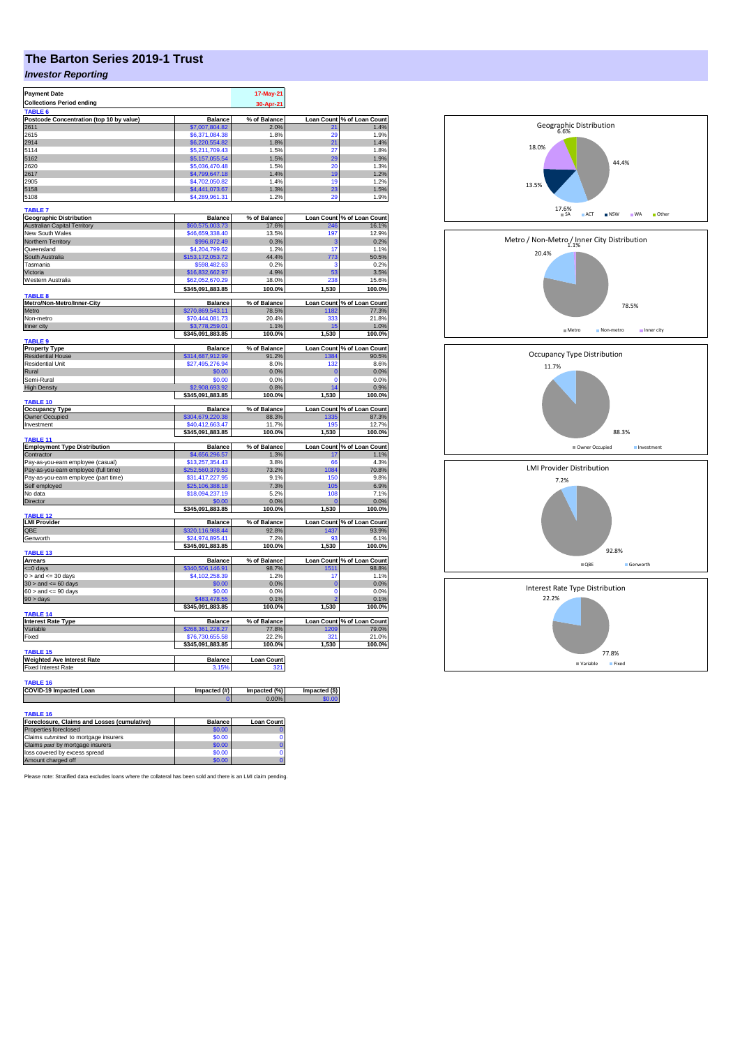# The Barton Series 2019-1 Trust

## *Investor Reporting*

| | |
|---|---|
| **Payment Date** | 17-May-21 |
| **Collections Period ending** | 30-Apr-21 |

**TABLE 6**

| Postcode Concentration (top 10 by value) | Balance | % of Balance | Loan Count | % of Loan Count |
|---|---|---|---|---|
| 2611 | $7,007,804.82 | 2.0% | 21 | 1.4% |
| 2615 | $6,371,084.38 | 1.8% | 29 | 1.9% |
| 2914 | $6,220,554.82 | 1.8% | 21 | 1.4% |
| 5114 | $5,211,709.43 | 1.5% | 27 | 1.8% |
| 5162 | $5,157,055.54 | 1.5% | 29 | 1.9% |
| 2620 | $5,036,470.48 | 1.5% | 20 | 1.3% |
| 2617 | $4,799,647.18 | 1.4% | 19 | 1.2% |
| 2905 | $4,702,050.82 | 1.4% | 19 | 1.2% |
| 5158 | $4,441,073.67 | 1.3% | 23 | 1.5% |
| 5108 | $4,289,961.31 | 1.2% | 29 | 1.9% |

**TABLE 7**

| Geographic Distribution | Balance | % of Balance | Loan Count | % of Loan Count |
|---|---|---|---|---|
| Australian Capital Territory | $60,575,003.73 | 17.6% | 246 | 16.1% |
| New South Wales | $46,659,338.40 | 13.5% | 197 | 12.9% |
| Northern Territory | $996,872.49 | 0.3% | 3 | 0.2% |
| Queensland | $4,204,799.62 | 1.2% | 17 | 1.1% |
| South Australia | $153,172,053.72 | 44.4% | 773 | 50.5% |
| Tasmania | $598,482.63 | 0.2% | 3 | 0.2% |
| Victoria | $16,832,662.97 | 4.9% | 53 | 3.5% |
| Western Australia | $62,052,670.29 | 18.0% | 238 | 15.6% |
| | **$345,091,883.85** | **100.0%** | **1,530** | **100.0%** |

**TABLE 8**

| Metro/Non-Metro/Inner-City | Balance | % of Balance | Loan Count | % of Loan Count |
|---|---|---|---|---|
| Metro | $270,869,543.11 | 78.5% | 1182 | 77.3% |
| Non-metro | $70,444,081.73 | 20.4% | 333 | 21.8% |
| Inner city | $3,778,259.01 | 1.1% | 15 | 1.0% |
| | **$345,091,883.85** | **100.0%** | **1,530** | **100.0%** |

**TABLE 9**

| Property Type | Balance | % of Balance | Loan Count | % of Loan Count |
|---|---|---|---|---|
| Residential House | $314,687,912.99 | 91.2% | 1384 | 90.5% |
| Residential Unit | $27,495,276.94 | 8.0% | 132 | 8.6% |
| Rural | $0.00 | 0.0% | 0 | 0.0% |
| Semi-Rural | $0.00 | 0.0% | 0 | 0.0% |
| High Density | $2,908,693.92 | 0.8% | 14 | 0.9% |
| | **$345,091,883.85** | **100.0%** | **1,530** | **100.0%** |

**TABLE 10**

| Occupancy Type | Balance | % of Balance | Loan Count | % of Loan Count |
|---|---|---|---|---|
| Owner Occupied | $304,679,220.38 | 88.3% | 1335 | 87.3% |
| Investment | $40,412,663.47 | 11.7% | 195 | 12.7% |
| | **$345,091,883.85** | **100.0%** | **1,530** | **100.0%** |

**TABLE 11**

| Employment Type Distribution | Balance | % of Balance | Loan Count | % of Loan Count |
|---|---|---|---|---|
| Contractor | $4,656,296.57 | 1.3% | 17 | 1.1% |
| Pay-as-you-earn employee (casual) | $13,257,354.43 | 3.8% | 66 | 4.3% |
| Pay-as-you-earn employee (full time) | $252,560,379.53 | 73.2% | 1084 | 70.8% |
| Pay-as-you-earn employee (part time) | $31,417,227.95 | 9.1% | 150 | 9.8% |
| Self employed | $25,106,388.18 | 7.3% | 105 | 6.9% |
| No data | $18,094,237.19 | 5.2% | 108 | 7.1% |
| Director | $0.00 | 0.0% | 0 | 0.0% |
| | **$345,091,883.85** | **100.0%** | **1,530** | **100.0%** |

**TABLE 12**

| LMI Provider | Balance | % of Balance | Loan Count | % of Loan Count |
|---|---|---|---|---|
| QBE | $320,116,988.44 | 92.8% | 1437 | 93.9% |
| Genworth | $24,974,895.41 | 7.2% | 93 | 6.1% |
| | **$345,091,883.85** | **100.0%** | **1,530** | **100.0%** |

**TABLE 13**

| Arrears | Balance | % of Balance | Loan Count | % of Loan Count |
|---|---|---|---|---|
| <=0 days | $340,506,146.91 | 98.7% | 1511 | 98.8% |
| 0 > and <= 30 days | $4,102,258.39 | 1.2% | 17 | 1.1% |
| 30 > and <= 60 days | $0.00 | 0.0% | 0 | 0.0% |
| 60 > and <= 90 days | $0.00 | 0.0% | 0 | 0.0% |
| 90 > days | $483,478.55 | 0.1% | 2 | 0.1% |
| | **$345,091,883.85** | **100.0%** | **1,530** | **100.0%** |

**TABLE 14**

| Interest Rate Type | Balance | % of Balance | Loan Count | % of Loan Count |
|---|---|---|---|---|
| Variable | $268,361,228.27 | 77.8% | 1209 | 79.0% |
| Fixed | $76,730,655.58 | 22.2% | 321 | 21.0% |
| | **$345,091,883.85** | **100.0%** | **1,530** | **100.0%** |

**TABLE 15**

| Weighted Ave Interest Rate | Balance | Loan Count |
|---|---|---|
| Fixed Interest Rate | 3.15% | 321 |

**TABLE 16**

| COVID-19 Impacted Loan | Impacted (#) | Impacted (%) | Impacted ($) |
|---|---|---|---|
| | 0 | 0.00% | $0.00 |

**TABLE 16**

| Foreclosure, Claims and Losses (cumulative) | Balance | Loan Count |
|---|---|---|
| Properties foreclosed | $0.00 | 0 |
| Claims *submitted* to mortgage insurers | $0.00 | 0 |
| Claims *paid* by mortgage insurers | $0.00 | 0 |
| loss covered by excess spread | $0.00 | 0 |
| Amount charged off | $0.00 | 0 |

Please note: Stratified data excludes loans where the collateral has been sold and there is an LMI claim pending.

Geographic Distribution: SA 44.4%, ACT 17.6%, NSW 13.5%, WA 18.0%, Other 6.6%

Metro / Non-Metro / Inner City Distribution: Metro 78.5%, Non-metro 20.4%, Inner city 1.1%

Occupancy Type Distribution: Owner Occupied 88.3%, Investment 11.7%

LMI Provider Distribution: QBE 92.8%, Genworth 7.2%

Interest Rate Type Distribution: Variable 77.8%, Fixed 22.2%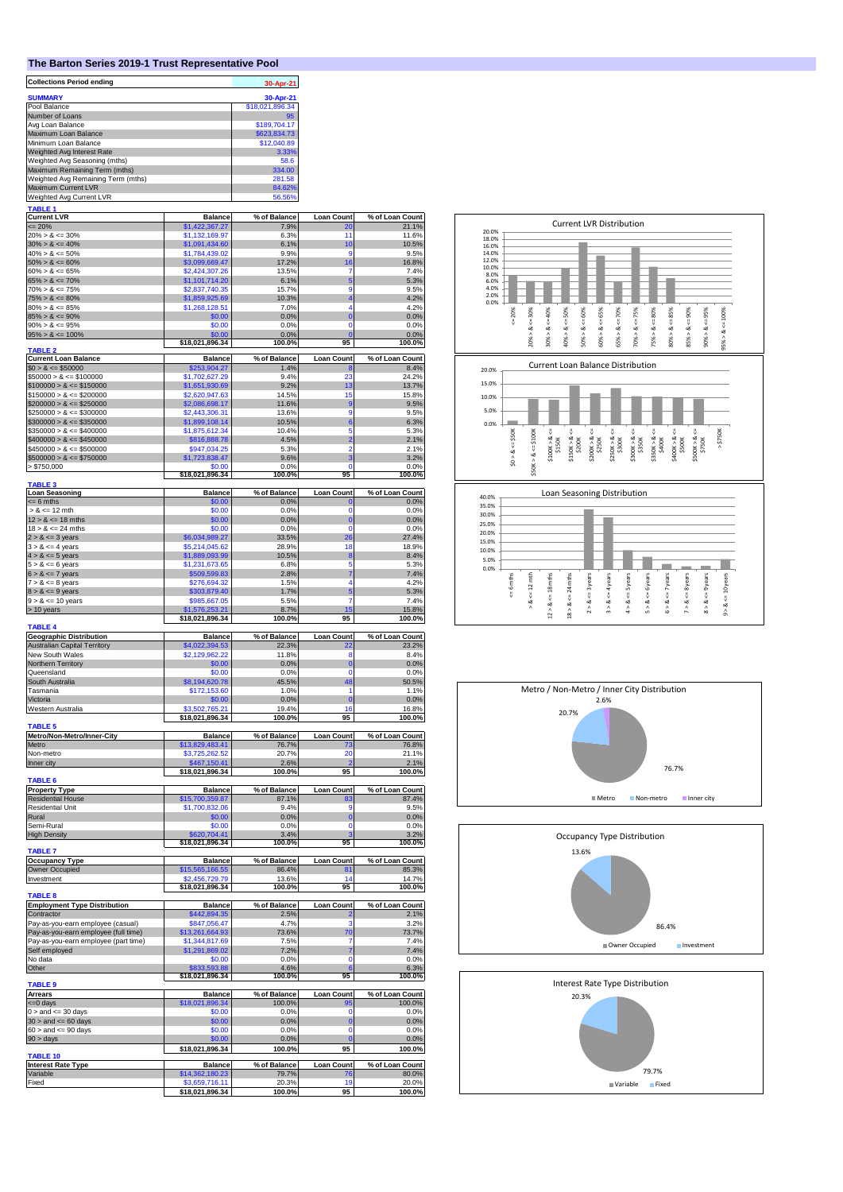# The Barton Series 2019-1 Trust Representative Pool

| Collections Period ending | 30-Apr-21 |
|---|---|

| SUMMARY | 30-Apr-21 |
|---|---|
| Pool Balance | $18,021,896.34 |
| Number of Loans | 95 |
| Avg Loan Balance | $189,704.17 |
| Maximum Loan Balance | $623,834.73 |
| Minimum Loan Balance | $12,040.89 |
| Weighted Avg Interest Rate | 3.33% |
| Weighted Avg Seasoning (mths) | 58.6 |
| Maximum Remaining Term (mths) | 334.00 |
| Weighted Avg Remaining Term (mths) | 281.58 |
| Maximum Current LVR | 84.62% |
| Weighted Avg Current LVR | 56.56% |

TABLE 1

| Current LVR | Balance | % of Balance | Loan Count | % of Loan Count |
|---|---|---|---|---|
| <= 20% | $1,422,367.27 | 7.9% | 20 | 21.1% |
| 20% > & <= 30% | $1,132,169.97 | 6.3% | 11 | 11.6% |
| 30% > & <= 40% | $1,091,434.60 | 6.1% | 10 | 10.5% |
| 40% > & <= 50% | $1,784,439.02 | 9.9% | 9 | 9.5% |
| 50% > & <= 60% | $3,099,669.47 | 17.2% | 16 | 16.8% |
| 60% > & <= 65% | $2,424,307.26 | 13.5% | 7 | 7.4% |
| 65% > & <= 70% | $1,101,714.20 | 6.1% | 5 | 5.3% |
| 70% > & <= 75% | $2,837,740.35 | 15.7% | 9 | 9.5% |
| 75% > & <= 80% | $1,859,925.69 | 10.3% | 4 | 4.2% |
| 80% > & <= 85% | $1,268,128.51 | 7.0% | 4 | 4.2% |
| 85% > & <= 90% | $0.00 | 0.0% | 0 | 0.0% |
| 90% > & <= 95% | $0.00 | 0.0% | 0 | 0.0% |
| 95% > & <= 100% | $0.00 | 0.0% | 0 | 0.0% |
| | $18,021,896.34 | 100.0% | 95 | 100.0% |

TABLE 2

| Current Loan Balance | Balance | % of Balance | Loan Count | % of Loan Count |
|---|---|---|---|---|
| $0 > & <= $50000 | $253,904.27 | 1.4% | 8 | 8.4% |
| $50000 > & <= $100000 | $1,702,627.29 | 9.4% | 23 | 24.2% |
| $100000 > & <= $150000 | $1,651,930.69 | 9.2% | 13 | 13.7% |
| $150000 > & <= $200000 | $2,620,947.63 | 14.5% | 15 | 15.8% |
| $200000 > & <= $250000 | $2,086,698.17 | 11.6% | 9 | 9.5% |
| $250000 > & <= $300000 | $2,443,306.31 | 13.6% | 9 | 9.5% |
| $300000 > & <= $350000 | $1,899,108.14 | 10.5% | 6 | 6.3% |
| $350000 > & <= $400000 | $1,875,612.34 | 10.4% | 5 | 5.3% |
| $400000 > & <= $450000 | $816,888.78 | 4.5% | 2 | 2.1% |
| $450000 > & <= $500000 | $947,034.25 | 5.3% | 2 | 2.1% |
| $500000 > & <= $750000 | $1,723,838.47 | 9.6% | 3 | 3.2% |
| > $750,000 | $0.00 | 0.0% | 0 | 0.0% |
| | $18,021,896.34 | 100.0% | 95 | 100.0% |

TABLE 3

| Loan Seasoning | Balance | % of Balance | Loan Count | % of Loan Count |
|---|---|---|---|---|
| <= 6 mths | $0.00 | 0.0% | 0 | 0.0% |
| > & <= 12 mth | $0.00 | 0.0% | 0 | 0.0% |
| 12 > & <= 18 mths | $0.00 | 0.0% | 0 | 0.0% |
| 18 > & <= 24 mths | $0.00 | 0.0% | 0 | 0.0% |
| 2 > & <= 3 years | $6,034,989.27 | 33.5% | 26 | 27.4% |
| 3 > & <= 4 years | $5,214,045.62 | 28.9% | 18 | 18.9% |
| 4 > & <= 5 years | $1,889,093.99 | 10.5% | 8 | 8.4% |
| 5 > & <= 6 years | $1,231,673.65 | 6.8% | 5 | 5.3% |
| 6 > & <= 7 years | $509,599.83 | 2.8% | 7 | 7.4% |
| 7 > & <= 8 years | $276,694.32 | 1.5% | 4 | 4.2% |
| 8 > & <= 9 years | $303,879.40 | 1.7% | 5 | 5.3% |
| 9 > & <= 10 years | $985,667.05 | 5.5% | 7 | 7.4% |
| > 10 years | $1,576,253.21 | 8.7% | 15 | 15.8% |
| | $18,021,896.34 | 100.0% | 95 | 100.0% |

TABLE 4

| Geographic Distribution | Balance | % of Balance | Loan Count | % of Loan Count |
|---|---|---|---|---|
| Australian Capital Territory | $4,022,394.53 | 22.3% | 22 | 23.2% |
| New South Wales | $2,129,962.22 | 11.8% | 8 | 8.4% |
| Northern Territory | $0.00 | 0.0% | 0 | 0.0% |
| Queensland | $0.00 | 0.0% | 0 | 0.0% |
| South Australia | $8,194,620.78 | 45.5% | 48 | 50.5% |
| Tasmania | $172,153.60 | 1.0% | 1 | 1.1% |
| Victoria | $0.00 | 0.0% | 0 | 0.0% |
| Western Australia | $3,502,765.21 | 19.4% | 16 | 16.8% |
| | $18,021,896.34 | 100.0% | 95 | 100.0% |

TABLE 5

| Metro/Non-Metro/Inner-City | Balance | % of Balance | Loan Count | % of Loan Count |
|---|---|---|---|---|
| Metro | $13,829,483.41 | 76.7% | 73 | 76.8% |
| Non-metro | $3,725,262.52 | 20.7% | 20 | 21.1% |
| Inner city | $467,150.41 | 2.6% | 2 | 2.1% |
| | $18,021,896.34 | 100.0% | 95 | 100.0% |

TABLE 6

| Property Type | Balance | % of Balance | Loan Count | % of Loan Count |
|---|---|---|---|---|
| Residential House | $15,700,359.87 | 87.1% | 83 | 87.4% |
| Residential Unit | $1,700,832.06 | 9.4% | 9 | 9.5% |
| Rural | $0.00 | 0.0% | 0 | 0.0% |
| Semi-Rural | $0.00 | 0.0% | 0 | 0.0% |
| High Density | $620,704.41 | 3.4% | 3 | 3.2% |
| | $18,021,896.34 | 100.0% | 95 | 100.0% |

TABLE 7

| Occupancy Type | Balance | % of Balance | Loan Count | % of Loan Count |
|---|---|---|---|---|
| Owner Occupied | $15,565,166.55 | 86.4% | 81 | 85.3% |
| Investment | $2,456,729.79 | 13.6% | 14 | 14.7% |
| | $18,021,896.34 | 100.0% | 95 | 100.0% |

TABLE 8

| Employment Type Distribution | Balance | % of Balance | Loan Count | % of Loan Count |
|---|---|---|---|---|
| Contractor | $442,894.35 | 2.5% | 2 | 2.1% |
| Pay-as-you-earn employee (casual) | $847,056.47 | 4.7% | 3 | 3.2% |
| Pay-as-you-earn employee (full time) | $13,261,684.93 | 73.6% | 70 | 73.7% |
| Pay-as-you-earn employee (part time) | $1,344,817.69 | 7.5% | 7 | 7.4% |
| Self employed | $1,291,869.02 | 7.2% | 7 | 7.4% |
| No data | $0.00 | 0.0% | 0 | 0.0% |
| Other | $833,593.88 | 4.6% | 6 | 6.3% |
| | $18,021,896.34 | 100.0% | 95 | 100.0% |

TABLE 9

| Arrears | Balance | % of Balance | Loan Count | % of Loan Count |
|---|---|---|---|---|
| <=0 days | $18,021,896.34 | 100.0% | 95 | 100.0% |
| 0 > and <= 30 days | $0.00 | 0.0% | 0 | 0.0% |
| 30 > and <= 60 days | $0.00 | 0.0% | 0 | 0.0% |
| 60 > and <= 90 days | $0.00 | 0.0% | 0 | 0.0% |
| 90 > days | $0.00 | 0.0% | 0 | 0.0% |
| | $18,021,896.34 | 100.0% | 95 | 100.0% |

TABLE 10

| Interest Rate Type | Balance | % of Balance | Loan Count | % of Loan Count |
|---|---|---|---|---|
| Variable | $14,362,180.23 | 79.7% | 76 | 80.0% |
| Fixed | $3,659,716.11 | 20.3% | 19 | 20.0% |
| | $18,021,896.34 | 100.0% | 95 | 100.0% |

Current LVR Distribution

Current Loan Balance Distribution

Loan Seasoning Distribution

Metro / Non-Metro / Inner City Distribution
2.6%
20.7%
76.7%
Metro Non-metro Inner city

Occupancy Type Distribution
13.6%
86.4%
Owner Occupied Investment

Interest Rate Type Distribution
20.3%
79.7%
Variable Fixed